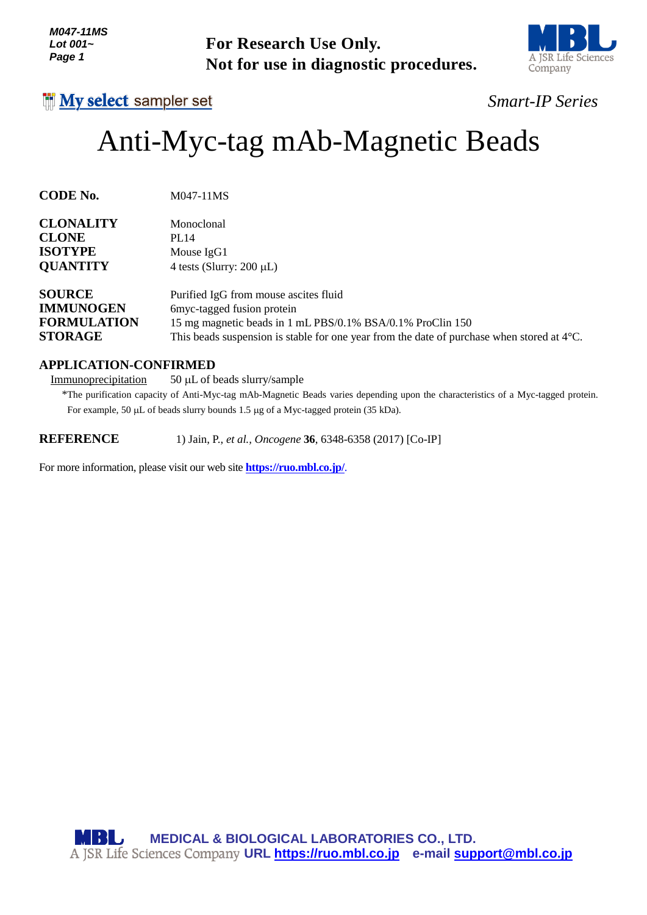**For Research Use Only.**
**Not for use in diagnostic procedures.**

My select sampler set

*Smart-IP Series*

# Anti-Myc-tag mAb-Magnetic Beads

**CODE No.** M047-11MS

**CLONALITY** Monoclonal
**CLONE** PL14
**ISOTYPE** Mouse IgG1
**QUANTITY** 4 tests (Slurry: 200 μL)

**SOURCE** Purified IgG from mouse ascites fluid
**IMMUNOGEN** 6myc-tagged fusion protein
**FORMULATION** 15 mg magnetic beads in 1 mL PBS/0.1% BSA/0.1% ProClin 150
**STORAGE** This beads suspension is stable for one year from the date of purchase when stored at 4°C.

**APPLICATION-CONFIRMED**

Immunoprecipitation 50 μL of beads slurry/sample

*The purification capacity of Anti-Myc-tag mAb-Magnetic Beads varies depending upon the characteristics of a Myc-tagged protein. For example, 50 μL of beads slurry bounds 1.5 μg of a Myc-tagged protein (35 kDa).

**REFERENCE** 1) Jain, P., *et al., Oncogene* **36**, 6348-6358 (2017) [Co-IP]

For more information, please visit our web site **https://ruo.mbl.co.jp/**.

MEDICAL & BIOLOGICAL LABORATORIES CO., LTD.
A JSR Life Sciences Company URL https://ruo.mbl.co.jp e-mail support@mbl.co.jp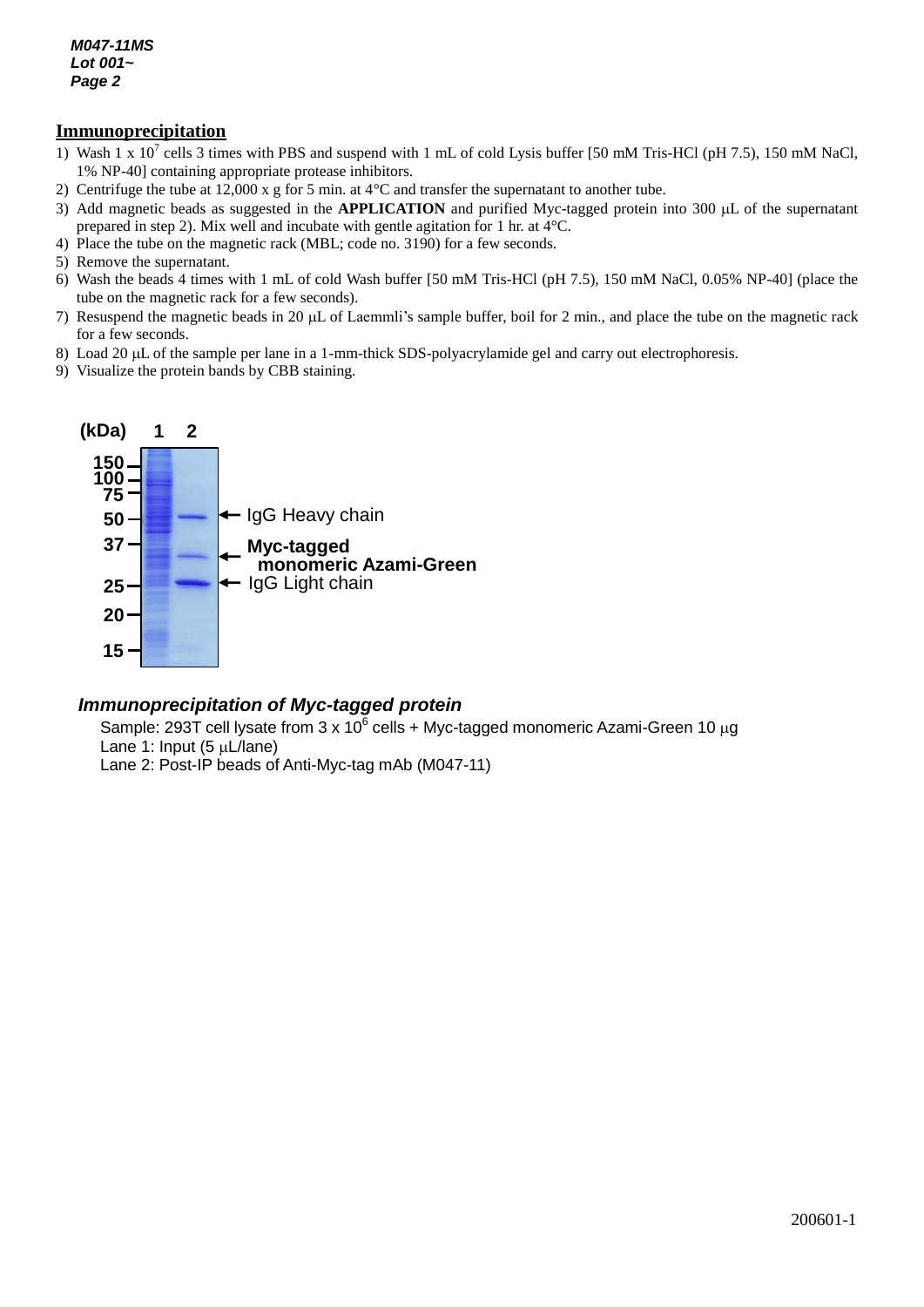## Immunoprecipitation

1) Wash 1 x $10^7$ cells 3 times with PBS and suspend with 1 mL of cold Lysis buffer [50 mM Tris-HCl (pH 7.5), 150 mM NaCl, 1% NP-40] containing appropriate protease inhibitors.
2) Centrifuge the tube at 12,000 x g for 5 min. at 4°C and transfer the supernatant to another tube.
3) Add magnetic beads as suggested in the **APPLICATION** and purified Myc-tagged protein into 300 μL of the supernatant prepared in step 2). Mix well and incubate with gentle agitation for 1 hr. at 4°C.
4) Place the tube on the magnetic rack (MBL; code no. 3190) for a few seconds.
5) Remove the supernatant.
6) Wash the beads 4 times with 1 mL of cold Wash buffer [50 mM Tris-HCl (pH 7.5), 150 mM NaCl, 0.05% NP-40] (place the tube on the magnetic rack for a few seconds).
7) Resuspend the magnetic beads in 20 μL of Laemmli's sample buffer, boil for 2 min., and place the tube on the magnetic rack for a few seconds.
8) Load 20 μL of the sample per lane in a 1-mm-thick SDS-polyacrylamide gel and carry out electrophoresis.
9) Visualize the protein bands by CBB staining.

(kDa) 1 2
150
100
75
50
37
25
20
15
IgG Heavy chain
Myc-tagged monomeric Azami-Green
IgG Light chain

*Immunoprecipitation of Myc-tagged protein*

Sample: 293T cell lysate from 3 x $10^6$ cells + Myc-tagged monomeric Azami-Green 10 μg
Lane 1: Input (5 μL/lane)
Lane 2: Post-IP beads of Anti-Myc-tag mAb (M047-11)